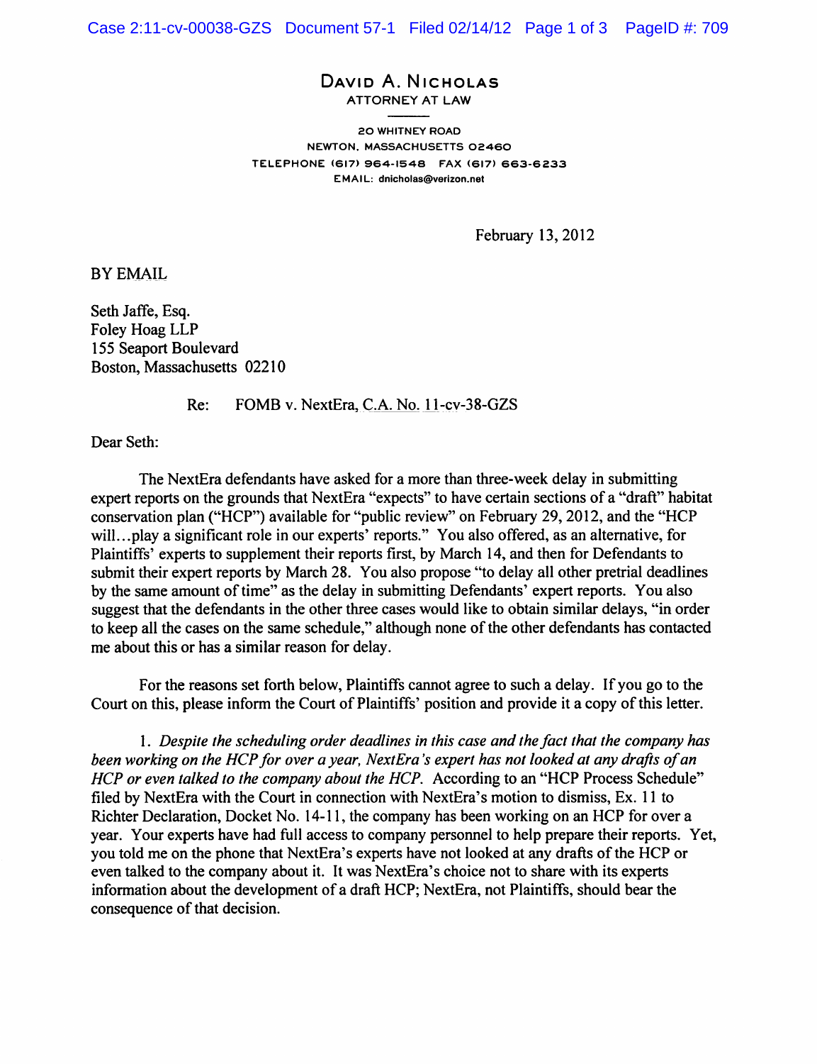**DAVID A. NICHOLAS**
ATTORNEY AT LAW

20 WHITNEY ROAD
NEWTON, MASSACHUSETTS 02460
TELEPHONE (617) 964-1548 FAX (617) 663-6233
EMAIL: dnicholas@verizon.net

February 13, 2012

BY EMAIL

Seth Jaffe, Esq.
Foley Hoag LLP
155 Seaport Boulevard
Boston, Massachusetts 02210

Re: FOMB v. NextEra, C.A. No. 11-cv-38-GZS

Dear Seth:

The NextEra defendants have asked for a more than three-week delay in submitting expert reports on the grounds that NextEra "expects" to have certain sections of a "draft" habitat conservation plan ("HCP") available for "public review" on February 29, 2012, and the "HCP will…play a significant role in our experts' reports." You also offered, as an alternative, for Plaintiffs' experts to supplement their reports first, by March 14, and then for Defendants to submit their expert reports by March 28. You also propose "to delay all other pretrial deadlines by the same amount of time" as the delay in submitting Defendants' expert reports. You also suggest that the defendants in the other three cases would like to obtain similar delays, "in order to keep all the cases on the same schedule," although none of the other defendants has contacted me about this or has a similar reason for delay.

For the reasons set forth below, Plaintiffs cannot agree to such a delay. If you go to the Court on this, please inform the Court of Plaintiffs' position and provide it a copy of this letter.

1. *Despite the scheduling order deadlines in this case and the fact that the company has been working on the HCP for over a year, NextEra's expert has not looked at any drafts of an HCP or even talked to the company about the HCP.* According to an "HCP Process Schedule" filed by NextEra with the Court in connection with NextEra's motion to dismiss, Ex. 11 to Richter Declaration, Docket No. 14-11, the company has been working on an HCP for over a year. Your experts have had full access to company personnel to help prepare their reports. Yet, you told me on the phone that NextEra's experts have not looked at any drafts of the HCP or even talked to the company about it. It was NextEra's choice not to share with its experts information about the development of a draft HCP; NextEra, not Plaintiffs, should bear the consequence of that decision.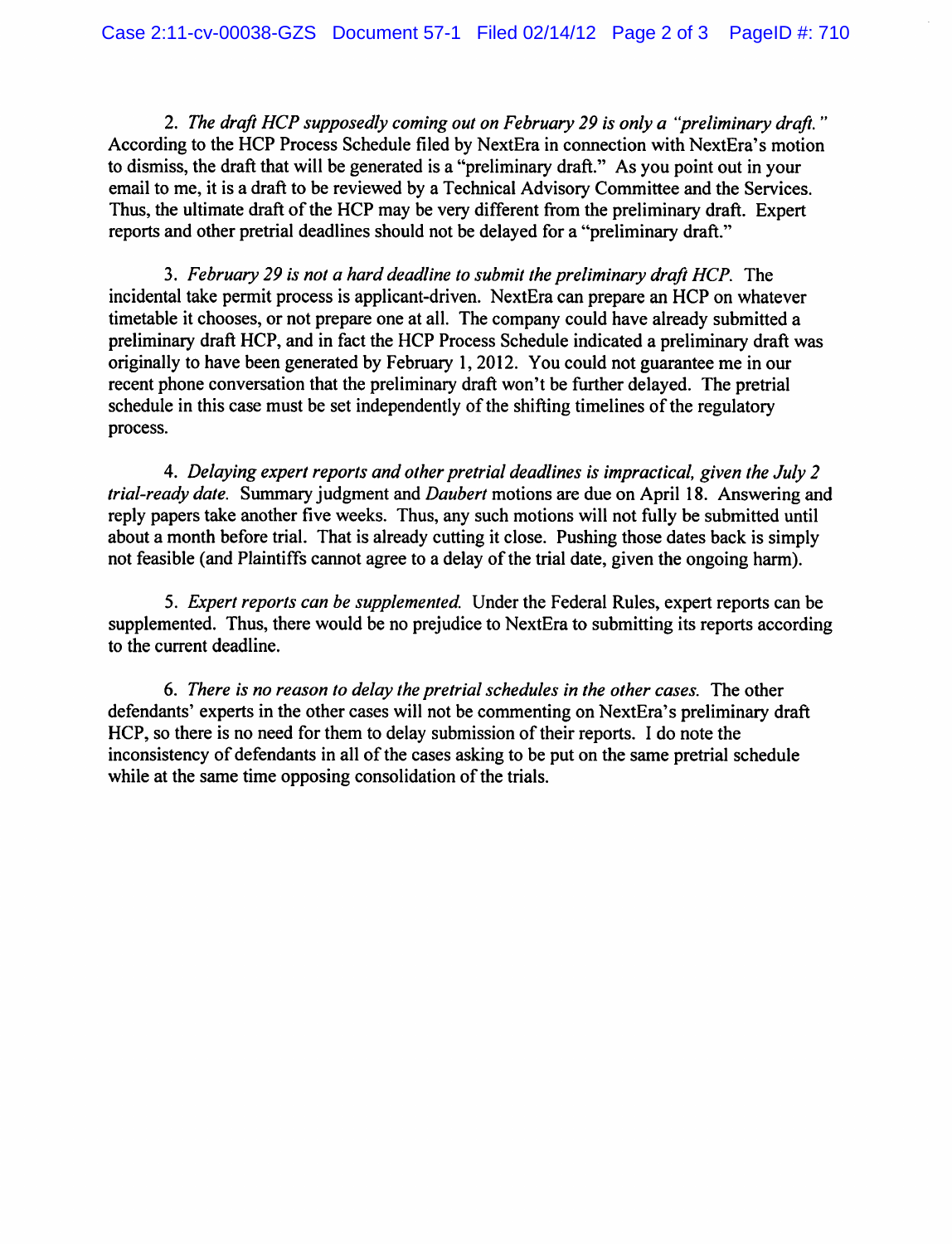2. *The draft HCP supposedly coming out on February 29 is only a "preliminary draft."* According to the HCP Process Schedule filed by NextEra in connection with NextEra's motion to dismiss, the draft that will be generated is a "preliminary draft." As you point out in your email to me, it is a draft to be reviewed by a Technical Advisory Committee and the Services. Thus, the ultimate draft of the HCP may be very different from the preliminary draft. Expert reports and other pretrial deadlines should not be delayed for a "preliminary draft."

3. *February 29 is not a hard deadline to submit the preliminary draft HCP.* The incidental take permit process is applicant-driven. NextEra can prepare an HCP on whatever timetable it chooses, or not prepare one at all. The company could have already submitted a preliminary draft HCP, and in fact the HCP Process Schedule indicated a preliminary draft was originally to have been generated by February 1, 2012. You could not guarantee me in our recent phone conversation that the preliminary draft won't be further delayed. The pretrial schedule in this case must be set independently of the shifting timelines of the regulatory process.

4. *Delaying expert reports and other pretrial deadlines is impractical, given the July 2 trial-ready date.* Summary judgment and *Daubert* motions are due on April 18. Answering and reply papers take another five weeks. Thus, any such motions will not fully be submitted until about a month before trial. That is already cutting it close. Pushing those dates back is simply not feasible (and Plaintiffs cannot agree to a delay of the trial date, given the ongoing harm).

5. *Expert reports can be supplemented.* Under the Federal Rules, expert reports can be supplemented. Thus, there would be no prejudice to NextEra to submitting its reports according to the current deadline.

6. *There is no reason to delay the pretrial schedules in the other cases.* The other defendants' experts in the other cases will not be commenting on NextEra's preliminary draft HCP, so there is no need for them to delay submission of their reports. I do note the inconsistency of defendants in all of the cases asking to be put on the same pretrial schedule while at the same time opposing consolidation of the trials.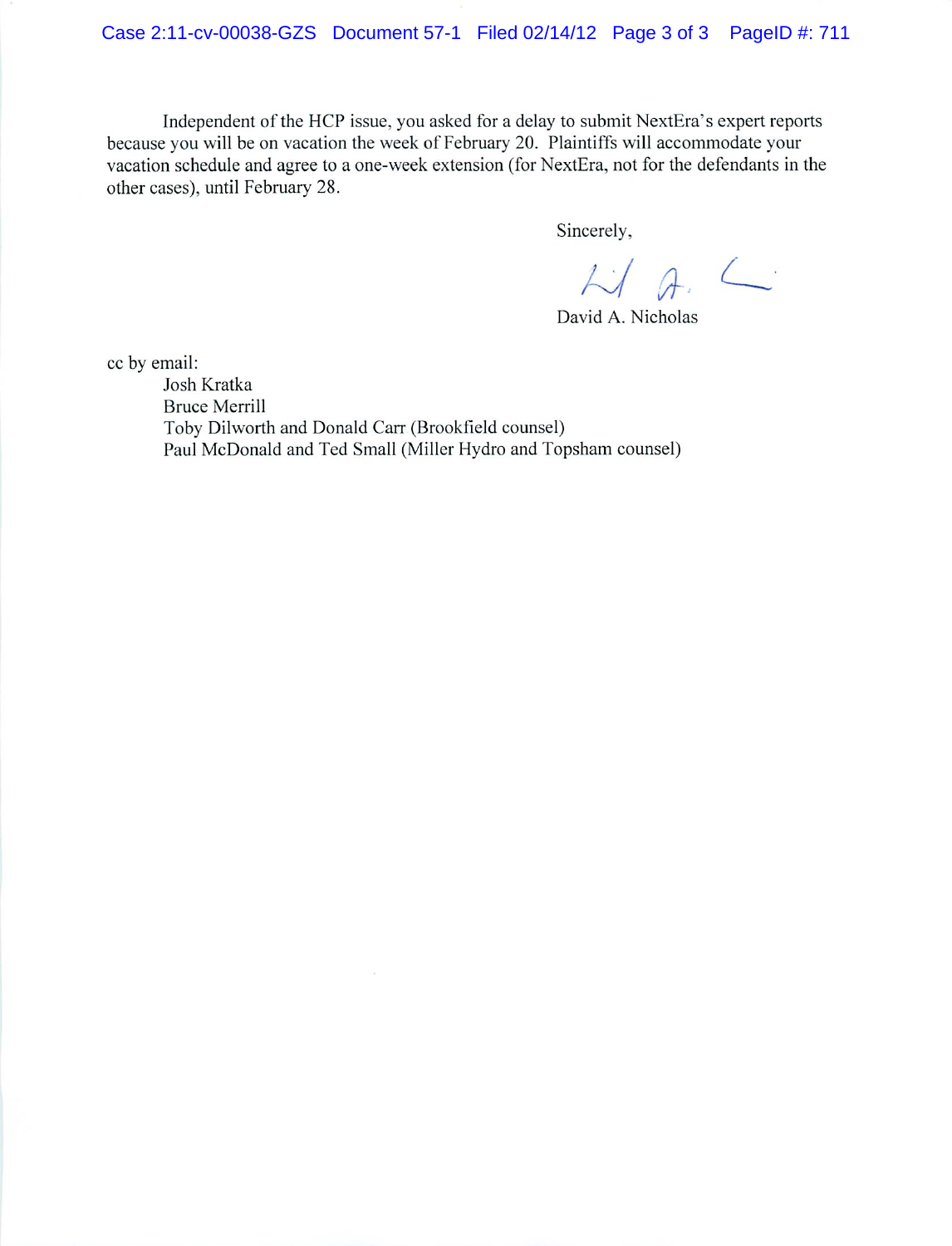Independent of the HCP issue, you asked for a delay to submit NextEra's expert reports because you will be on vacation the week of February 20. Plaintiffs will accommodate your vacation schedule and agree to a one-week extension (for NextEra, not for the defendants in the other cases), until February 28.

Sincerely,

David A. Nicholas

cc by email:

Josh Kratka
Bruce Merrill
Toby Dilworth and Donald Carr (Brookfield counsel)
Paul McDonald and Ted Small (Miller Hydro and Topsham counsel)